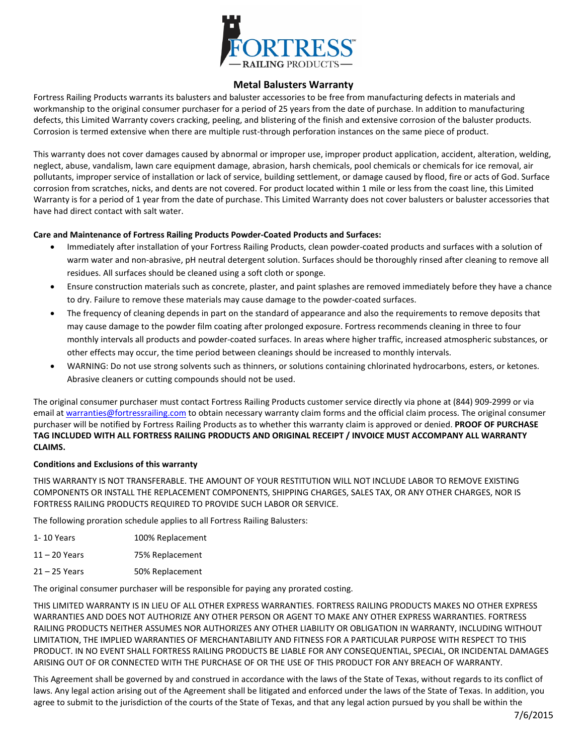# Metal Balusters Warranty

Fortress Railing Products warrants its balusters and baluster accessories to be free from manufacturing defects in materials and workmanship to the original consumer purchaser for a period of 25 years from the date of purchase. In addition to manufacturing defects, this Limited Warranty covers cracking, peeling, and blistering of the finish and extensive corrosion of the baluster products. Corrosion is termed extensive when there are multiple rust-through perforation instances on the same piece of product.

This warranty does not cover damages caused by abnormal or improper use, improper product application, accident, alteration, welding, neglect, abuse, vandalism, lawn care equipment damage, abrasion, harsh chemicals, pool chemicals or chemicals for ice removal, air pollutants, improper service of installation or lack of service, building settlement, or damage caused by flood, fire or acts of God. Surface corrosion from scratches, nicks, and dents are not covered. For product located within 1 mile or less from the coast line, this Limited Warranty is for a period of 1 year from the date of purchase. This Limited Warranty does not cover balusters or baluster accessories that have had direct contact with salt water.

**Care and Maintenance of Fortress Railing Products Powder-Coated Products and Surfaces:**

- Immediately after installation of your Fortress Railing Products, clean powder-coated products and surfaces with a solution of warm water and non-abrasive, pH neutral detergent solution. Surfaces should be thoroughly rinsed after cleaning to remove all residues. All surfaces should be cleaned using a soft cloth or sponge.
- Ensure construction materials such as concrete, plaster, and paint splashes are removed immediately before they have a chance to dry. Failure to remove these materials may cause damage to the powder-coated surfaces.
- The frequency of cleaning depends in part on the standard of appearance and also the requirements to remove deposits that may cause damage to the powder film coating after prolonged exposure. Fortress recommends cleaning in three to four monthly intervals all products and powder-coated surfaces. In areas where higher traffic, increased atmospheric substances, or other effects may occur, the time period between cleanings should be increased to monthly intervals.
- WARNING: Do not use strong solvents such as thinners, or solutions containing chlorinated hydrocarbons, esters, or ketones. Abrasive cleaners or cutting compounds should not be used.

The original consumer purchaser must contact Fortress Railing Products customer service directly via phone at (844) 909-2999 or via email at warranties@fortressrailing.com to obtain necessary warranty claim forms and the official claim process. The original consumer purchaser will be notified by Fortress Railing Products as to whether this warranty claim is approved or denied. **PROOF OF PURCHASE TAG INCLUDED WITH ALL FORTRESS RAILING PRODUCTS AND ORIGINAL RECEIPT / INVOICE MUST ACCOMPANY ALL WARRANTY CLAIMS.**

**Conditions and Exclusions of this warranty**

THIS WARRANTY IS NOT TRANSFERABLE. THE AMOUNT OF YOUR RESTITUTION WILL NOT INCLUDE LABOR TO REMOVE EXISTING COMPONENTS OR INSTALL THE REPLACEMENT COMPONENTS, SHIPPING CHARGES, SALES TAX, OR ANY OTHER CHARGES, NOR IS FORTRESS RAILING PRODUCTS REQUIRED TO PROVIDE SUCH LABOR OR SERVICE.

The following proration schedule applies to all Fortress Railing Balusters:

| | |
|---|---|
| 1- 10 Years | 100% Replacement |
| 11 – 20 Years | 75% Replacement |
| 21 – 25 Years | 50% Replacement |

The original consumer purchaser will be responsible for paying any prorated costing.

THIS LIMITED WARRANTY IS IN LIEU OF ALL OTHER EXPRESS WARRANTIES. FORTRESS RAILING PRODUCTS MAKES NO OTHER EXPRESS WARRANTIES AND DOES NOT AUTHORIZE ANY OTHER PERSON OR AGENT TO MAKE ANY OTHER EXPRESS WARRANTIES. FORTRESS RAILING PRODUCTS NEITHER ASSUMES NOR AUTHORIZES ANY OTHER LIABILITY OR OBLIGATION IN WARRANTY, INCLUDING WITHOUT LIMITATION, THE IMPLIED WARRANTIES OF MERCHANTABILITY AND FITNESS FOR A PARTICULAR PURPOSE WITH RESPECT TO THIS PRODUCT. IN NO EVENT SHALL FORTRESS RAILING PRODUCTS BE LIABLE FOR ANY CONSEQUENTIAL, SPECIAL, OR INCIDENTAL DAMAGES ARISING OUT OF OR CONNECTED WITH THE PURCHASE OF OR THE USE OF THIS PRODUCT FOR ANY BREACH OF WARRANTY.

This Agreement shall be governed by and construed in accordance with the laws of the State of Texas, without regards to its conflict of laws. Any legal action arising out of the Agreement shall be litigated and enforced under the laws of the State of Texas. In addition, you agree to submit to the jurisdiction of the courts of the State of Texas, and that any legal action pursued by you shall be within the

7/6/2015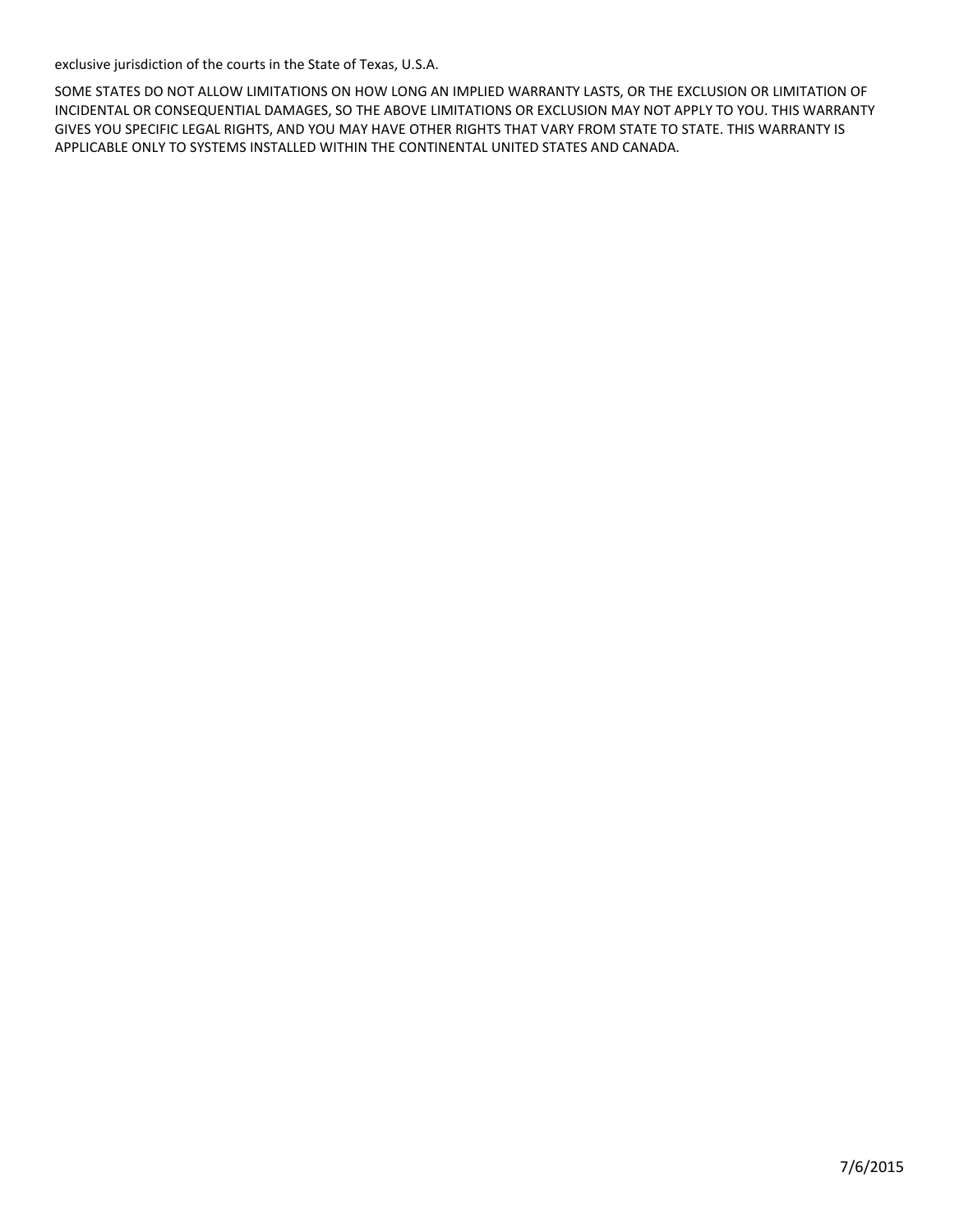exclusive jurisdiction of the courts in the State of Texas, U.S.A.

SOME STATES DO NOT ALLOW LIMITATIONS ON HOW LONG AN IMPLIED WARRANTY LASTS, OR THE EXCLUSION OR LIMITATION OF INCIDENTAL OR CONSEQUENTIAL DAMAGES, SO THE ABOVE LIMITATIONS OR EXCLUSION MAY NOT APPLY TO YOU. THIS WARRANTY GIVES YOU SPECIFIC LEGAL RIGHTS, AND YOU MAY HAVE OTHER RIGHTS THAT VARY FROM STATE TO STATE. THIS WARRANTY IS APPLICABLE ONLY TO SYSTEMS INSTALLED WITHIN THE CONTINENTAL UNITED STATES AND CANADA.

7/6/2015